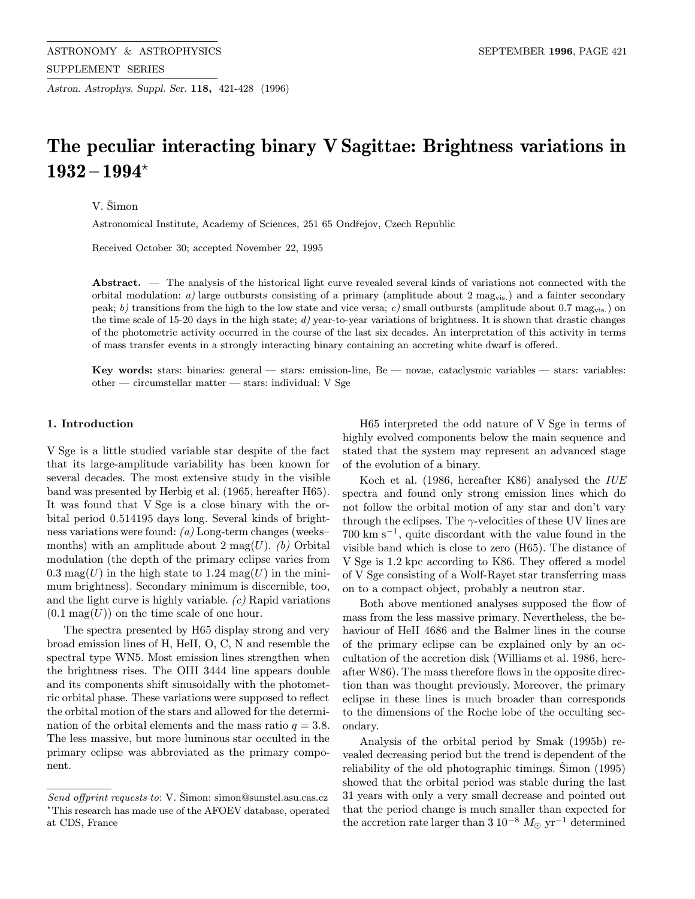# The peculiar interacting binary V Sagittae: Brightness variations in 1932 – 1994*

V. Šimon

Astronomical Institute, Academy of Sciences, 251 65 Ondřejov, Czech Republic

Received October 30; accepted November 22, 1995

**Abstract.** — The analysis of the historical light curve revealed several kinds of variations not connected with the orbital modulation: *a)* large outbursts consisting of a primary (amplitude about 2 $mag_{vis.}$) and a fainter secondary peak; *b)* transitions from the high to the low state and vice versa; *c)* small outbursts (amplitude about 0.7 $mag_{vis.}$) on the time scale of 15-20 days in the high state; *d)* year-to-year variations of brightness. It is shown that drastic changes of the photometric activity occurred in the course of the last six decades. An interpretation of this activity in terms of mass transfer events in a strongly interacting binary containing an accreting white dwarf is offered.

**Key words:** stars: binaries: general — stars: emission-line, Be — novae, cataclysmic variables — stars: variables: other — circumstellar matter — stars: individual: V Sge

## 1. Introduction

V Sge is a little studied variable star despite of the fact that its large-amplitude variability has been known for several decades. The most extensive study in the visible band was presented by Herbig et al. (1965, hereafter H65). It was found that V Sge is a close binary with the orbital period 0.514195 days long. Several kinds of brightness variations were found: *(a)* Long-term changes (weeks–months) with an amplitude about 2 mag($U$). *(b)* Orbital modulation (the depth of the primary eclipse varies from 0.3 mag($U$) in the high state to 1.24 mag($U$) in the minimum brightness). Secondary minimum is discernible, too, and the light curve is highly variable. *(c)* Rapid variations (0.1 mag($U$)) on the time scale of one hour.

The spectra presented by H65 display strong and very broad emission lines of H, HeII, O, C, N and resemble the spectral type WN5. Most emission lines strengthen when the brightness rises. The OIII 3444 line appears double and its components shift sinusoidally with the photometric orbital phase. These variations were supposed to reflect the orbital motion of the stars and allowed for the determination of the orbital elements and the mass ratio $q = 3.8$. The less massive, but more luminous star occulted in the primary eclipse was abbreviated as the primary component.

H65 interpreted the odd nature of V Sge in terms of highly evolved components below the main sequence and stated that the system may represent an advanced stage of the evolution of a binary.

Koch et al. (1986, hereafter K86) analysed the *IUE* spectra and found only strong emission lines which do not follow the orbital motion of any star and don't vary through the eclipses. The $\gamma$-velocities of these UV lines are 700 km s$^{-1}$, quite discordant with the value found in the visible band which is close to zero (H65). The distance of V Sge is 1.2 kpc according to K86. They offered a model of V Sge consisting of a Wolf-Rayet star transferring mass on to a compact object, probably a neutron star.

Both above mentioned analyses supposed the flow of mass from the less massive primary. Nevertheless, the behaviour of HeII 4686 and the Balmer lines in the course of the primary eclipse can be explained only by an occultation of the accretion disk (Williams et al. 1986, hereafter W86). The mass therefore flows in the opposite direction than was thought previously. Moreover, the primary eclipse in these lines is much broader than corresponds to the dimensions of the Roche lobe of the occulting secondary.

Analysis of the orbital period by Smak (1995b) revealed decreasing period but the trend is dependent of the reliability of the old photographic timings. Šimon (1995) showed that the orbital period was stable during the last 31 years with only a very small decrease and pointed out that the period change is much smaller than expected for the accretion rate larger than 3 $10^{-8}$ $M_\odot$ yr$^{-1}$ determined

---

*Send offprint requests to*: V. Šimon: simon@sunstel.asu.cas.cz

*This research has made use of the AFOEV database, operated at CDS, France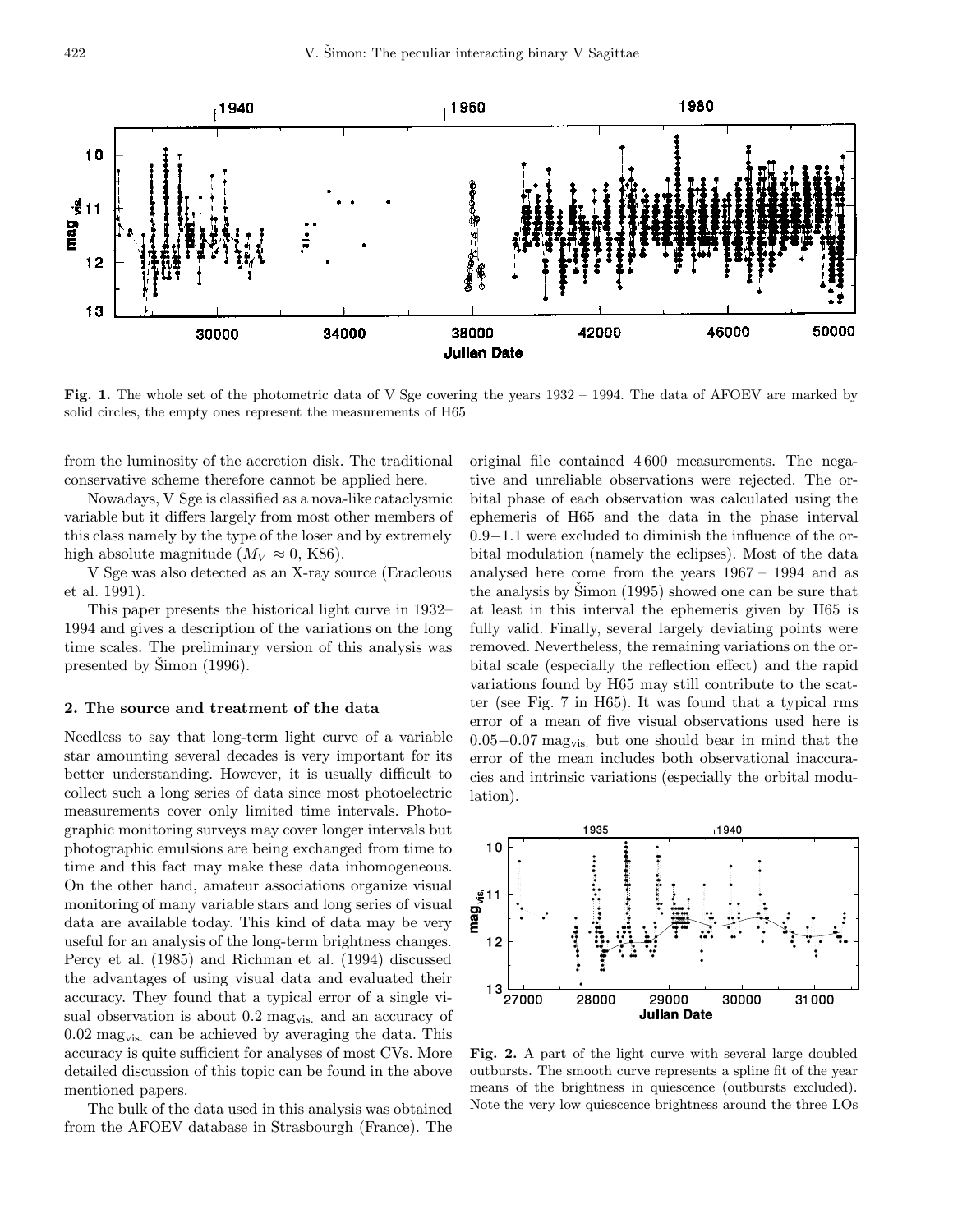1940

1960

1980

10

11

12

13

mag vis.

30000

34000

38000

42000

46000

50000

Julian Date

**Fig. 1.** The whole set of the photometric data of V Sge covering the years 1932 – 1994. The data of AFOEV are marked by solid circles, the empty ones represent the measurements of H65

from the luminosity of the accretion disk. The traditional conservative scheme therefore cannot be applied here.

Nowadays, V Sge is classified as a nova-like cataclysmic variable but it differs largely from most other members of this class namely by the type of the loser and by extremely high absolute magnitude ($M_V \approx 0$, K86).

V Sge was also detected as an X-ray source (Eracleous et al. 1991).

This paper presents the historical light curve in 1932–1994 and gives a description of the variations on the long time scales. The preliminary version of this analysis was presented by Šimon (1996).

## 2. The source and treatment of the data

Needless to say that long-term light curve of a variable star amounting several decades is very important for its better understanding. However, it is usually difficult to collect such a long series of data since most photoelectric measurements cover only limited time intervals. Photographic monitoring surveys may cover longer intervals but photographic emulsions are being exchanged from time to time and this fact may make these data inhomogeneous. On the other hand, amateur associations organize visual monitoring of many variable stars and long series of visual data are available today. This kind of data may be very useful for an analysis of the long-term brightness changes. Percy et al. (1985) and Richman et al. (1994) discussed the advantages of using visual data and evaluated their accuracy. They found that a typical error of a single visual observation is about 0.2 $\mathrm{mag_{vis.}}$ and an accuracy of 0.02 $\mathrm{mag_{vis.}}$ can be achieved by averaging the data. This accuracy is quite sufficient for analyses of most CVs. More detailed discussion of this topic can be found in the above mentioned papers.

The bulk of the data used in this analysis was obtained from the AFOEV database in Strasbourgh (France). The original file contained 4 600 measurements. The negative and unreliable observations were rejected. The orbital phase of each observation was calculated using the ephemeris of H65 and the data in the phase interval 0.9−1.1 were excluded to diminish the influence of the orbital modulation (namely the eclipses). Most of the data analysed here come from the years 1967 – 1994 and as the analysis by Šimon (1995) showed one can be sure that at least in this interval the ephemeris given by H65 is fully valid. Finally, several largely deviating points were removed. Nevertheless, the remaining variations on the orbital scale (especially the reflection effect) and the rapid variations found by H65 may still contribute to the scatter (see Fig. 7 in H65). It was found that a typical rms error of a mean of five visual observations used here is 0.05−0.07 $\mathrm{mag_{vis.}}$ but one should bear in mind that the error of the mean includes both observational inaccuracies and intrinsic variations (especially the orbital modulation).

1935

1940

10

11

12

13

mag vis.

27000

28000

29000

30000

31000

Julian Date

**Fig. 2.** A part of the light curve with several large doubled outbursts. The smooth curve represents a spline fit of the year means of the brightness in quiescence (outbursts excluded). Note the very low quiescence brightness around the three LOs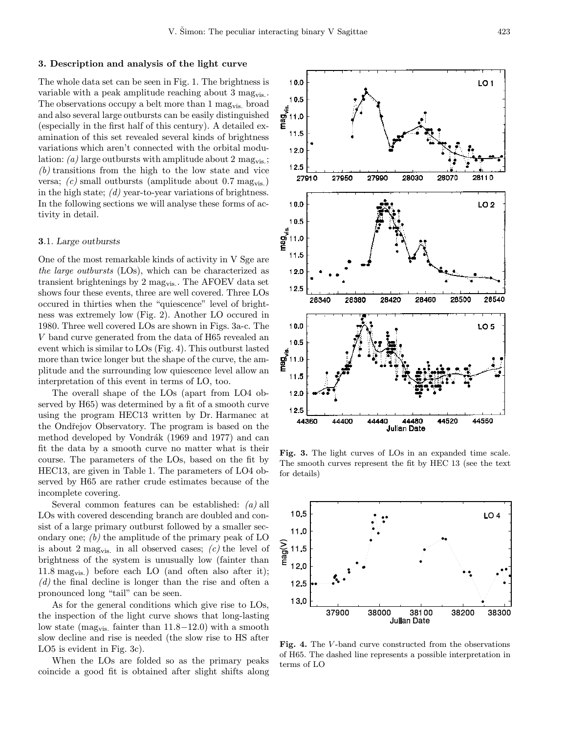## 3. Description and analysis of the light curve

The whole data set can be seen in Fig. 1. The brightness is variable with a peak amplitude reaching about 3 $\mathrm{mag_{vis.}}$. The observations occupy a belt more than 1 $\mathrm{mag_{vis.}}$ broad and also several large outbursts can be easily distinguished (especially in the first half of this century). A detailed examination of this set revealed several kinds of brightness variations which aren't connected with the orbital modulation: *(a)* large outbursts with amplitude about 2 $\mathrm{mag_{vis.}}$; *(b)* transitions from the high to the low state and vice versa; *(c)* small outbursts (amplitude about 0.7 $\mathrm{mag_{vis.}}$) in the high state; *(d)* year-to-year variations of brightness. In the following sections we will analyse these forms of activity in detail.

### 3.1. *Large outbursts*

One of the most remarkable kinds of activity in V Sge are *the large outbursts* (LOs), which can be characterized as transient brightenings by 2 $\mathrm{mag_{vis.}}$. The AFOEV data set shows four these events, three are well covered. Three LOs occured in thirties when the "quiescence" level of brightness was extremely low (Fig. 2). Another LO occured in 1980. Three well covered LOs are shown in Figs. 3a-c. The $V$ band curve generated from the data of H65 revealed an event which is similar to LOs (Fig. 4). This outburst lasted more than twice longer but the shape of the curve, the amplitude and the surrounding low quiescence level allow an interpretation of this event in terms of LO, too.

The overall shape of the LOs (apart from LO4 observed by H65) was determined by a fit of a smooth curve using the program HEC13 written by Dr. Harmanec at the Ondřejov Observatory. The program is based on the method developed by Vondrák (1969 and 1977) and can fit the data by a smooth curve no matter what is their course. The parameters of the LOs, based on the fit by HEC13, are given in Table 1. The parameters of LO4 observed by H65 are rather crude estimates because of the incomplete covering.

Several common features can be established: *(a)* all LOs with covered descending branch are doubled and consist of a large primary outburst followed by a smaller secondary one; *(b)* the amplitude of the primary peak of LO is about 2 $\mathrm{mag_{vis.}}$ in all observed cases; *(c)* the level of brightness of the system is unusually low (fainter than 11.8 $\mathrm{mag_{vis.}}$) before each LO (and often also after it); *(d)* the final decline is longer than the rise and often a pronounced long "tail" can be seen.

As for the general conditions which give rise to LOs, the inspection of the light curve shows that long-lasting low state ($\mathrm{mag_{vis.}}$ fainter than 11.8−12.0) with a smooth slow decline and rise is needed (the slow rise to HS after LO5 is evident in Fig. 3c).

When the LOs are folded so as the primary peaks coincide a good fit is obtained after slight shifts along

LO 1
LO 2
LO 5
mag$_{\mathrm{vis.}}$
Julian Date

**Fig. 3.** The light curves of LOs in an expanded time scale. The smooth curves represent the fit by HEC 13 (see the text for details)

LO 4
mag(V)
Julian Date

**Fig. 4.** The $V$-band curve constructed from the observations of H65. The dashed line represents a possible interpretation in terms of LO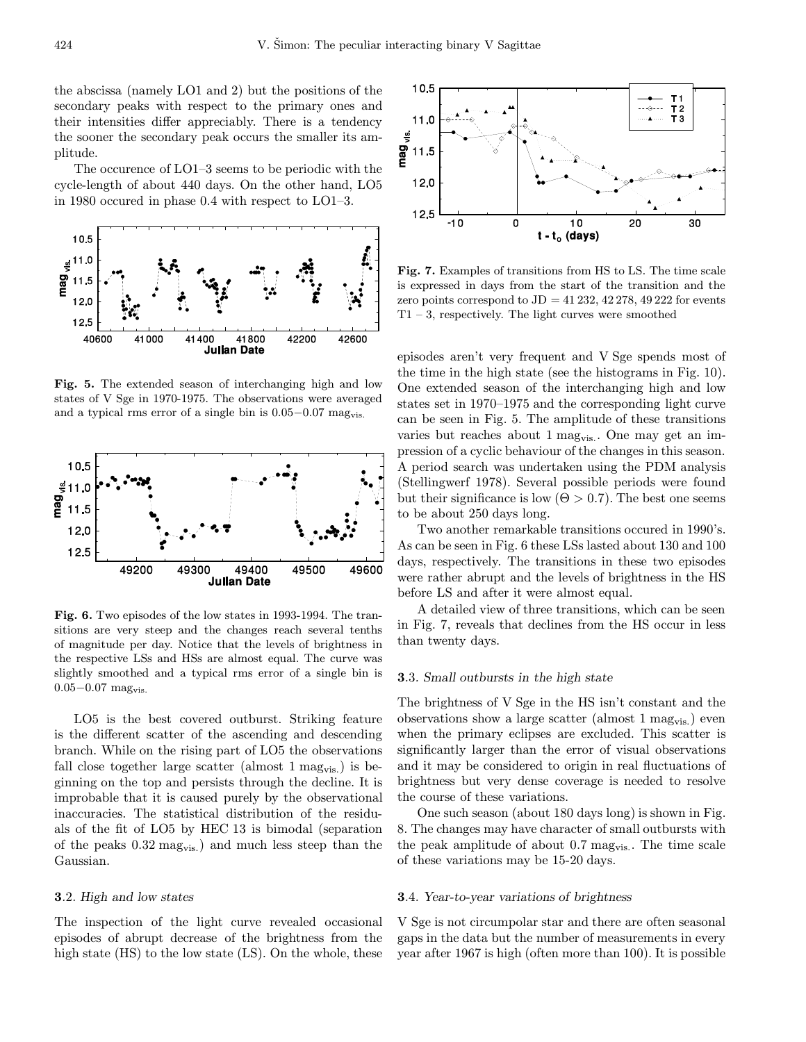the abscissa (namely LO1 and 2) but the positions of the secondary peaks with respect to the primary ones and their intensities differ appreciably. There is a tendency the sooner the secondary peak occurs the smaller its amplitude.

The occurence of LO1–3 seems to be periodic with the cycle-length of about 440 days. On the other hand, LO5 in 1980 occured in phase 0.4 with respect to LO1–3.

10.5
11.0
11.5
12.0
12.5
mag vis.
40600 41000 41400 41800 42200 42600
Julian Date

**Fig. 5.** The extended season of interchanging high and low states of V Sge in 1970-1975. The observations were averaged and a typical rms error of a single bin is $0.05-0.07$ mag$_{\rm vis.}$

10.5
11.0
11.5
12.0
12.5
mag vis.
49200 49300 49400 49500 49600
Julian Date

**Fig. 6.** Two episodes of the low states in 1993-1994. The transitions are very steep and the changes reach several tenths of magnitude per day. Notice that the levels of brightness in the respective LSs and HSs are almost equal. The curve was slightly smoothed and a typical rms error of a single bin is $0.05-0.07$ mag$_{\rm vis.}$

LO5 is the best covered outburst. Striking feature is the different scatter of the ascending and descending branch. While on the rising part of LO5 the observations fall close together large scatter (almost 1 mag$_{\rm vis.}$) is beginning on the top and persists through the decline. It is improbable that it is caused purely by the observational inaccuracies. The statistical distribution of the residuals of the fit of LO5 by HEC 13 is bimodal (separation of the peaks 0.32 mag$_{\rm vis.}$) and much less steep than the Gaussian.

### 3.2. *High and low states*

The inspection of the light curve revealed occasional episodes of abrupt decrease of the brightness from the high state (HS) to the low state (LS). On the whole, these

10.5
11.0
11.5
12.0
12.5
mag vis.
-10 0 10 20 30
t - t$_o$ (days)
T1
T2
T3

**Fig. 7.** Examples of transitions from HS to LS. The time scale is expressed in days from the start of the transition and the zero points correspond to JD = 41 232, 42 278, 49 222 for events T1 – 3, respectively. The light curves were smoothed

episodes aren't very frequent and V Sge spends most of the time in the high state (see the histograms in Fig. 10). One extended season of the interchanging high and low states set in 1970–1975 and the corresponding light curve can be seen in Fig. 5. The amplitude of these transitions varies but reaches about 1 mag$_{\rm vis.}$. One may get an impression of a cyclic behaviour of the changes in this season. A period search was undertaken using the PDM analysis (Stellingwerf 1978). Several possible periods were found but their significance is low ($\Theta > 0.7$). The best one seems to be about 250 days long.

Two another remarkable transitions occured in 1990's. As can be seen in Fig. 6 these LSs lasted about 130 and 100 days, respectively. The transitions in these two episodes were rather abrupt and the levels of brightness in the HS before LS and after it were almost equal.

A detailed view of three transitions, which can be seen in Fig. 7, reveals that declines from the HS occur in less than twenty days.

### 3.3. *Small outbursts in the high state*

The brightness of V Sge in the HS isn't constant and the observations show a large scatter (almost 1 mag$_{\rm vis.}$) even when the primary eclipses are excluded. This scatter is significantly larger than the error of visual observations and it may be considered to origin in real fluctuations of brightness but very dense coverage is needed to resolve the course of these variations.

One such season (about 180 days long) is shown in Fig. 8. The changes may have character of small outbursts with the peak amplitude of about 0.7 mag$_{\rm vis.}$. The time scale of these variations may be 15-20 days.

### 3.4. *Year-to-year variations of brightness*

V Sge is not circumpolar star and there are often seasonal gaps in the data but the number of measurements in every year after 1967 is high (often more than 100). It is possible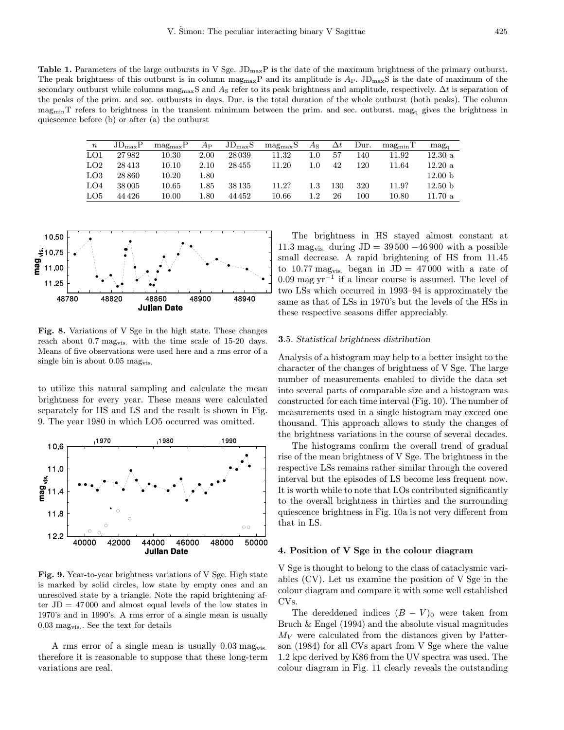**Table 1.** Parameters of the large outbursts in V Sge. $JD_{max}P$ is the date of the maximum brightness of the primary outburst. The peak brightness of this outburst is in column $mag_{max}P$ and its amplitude is $A_P$. $JD_{max}S$ is the date of maximum of the secondary outburst while columns $mag_{max}S$ and $A_S$ refer to its peak brightness and amplitude, respectively. $\Delta t$ is separation of the peaks of the prim. and sec. outbursts in days. Dur. is the total duration of the whole outburst (both peaks). The column $mag_{min}T$ refers to brightness in the transient minimum between the prim. and sec. outburst. $mag_q$ gives the brightness in quiescence before (b) or after (a) the outburst

| $n$ | $JD_{max}P$ | $mag_{max}P$ | $A_P$ | $JD_{max}S$ | $mag_{max}S$ | $A_S$ | $\Delta t$ | Dur. | $mag_{min}T$ | $mag_q$ |
|---|---|---|---|---|---|---|---|---|---|---|
| LO1 | 27 982 | 10.30 | 2.00 | 28 039 | 11.32 | 1.0 | 57 | 140 | 11.92 | 12.30 a |
| LO2 | 28 413 | 10.10 | 2.10 | 28 455 | 11.20 | 1.0 | 42 | 120 | 11.64 | 12.20 a |
| LO3 | 28 860 | 10.20 | 1.80 | | | | | | | 12.00 b |
| LO4 | 38 005 | 10.65 | 1.85 | 38 135 | 11.2? | 1.3 | 130 | 320 | 11.9? | 12.50 b |
| LO5 | 44 426 | 10.00 | 1.80 | 44 452 | 10.66 | 1.2 | 26 | 100 | 10.80 | 11.70 a |

mag vis.
10.50
10.75
11.00
11.25
48780 48820 48860 48900 48940
Julian Date

**Fig. 8.** Variations of V Sge in the high state. These changes reach about 0.7 $mag_{vis.}$ with the time scale of 15-20 days. Means of five observations were used here and a rms error of a single bin is about 0.05 $mag_{vis.}$

to utilize this natural sampling and calculate the mean brightness for every year. These means were calculated separately for HS and LS and the result is shown in Fig. 9. The year 1980 in which LO5 occurred was omitted.

1970 1980 1990
mag vis.
10.6
11.0
11.4
11.8
12.2
40000 42000 44000 46000 48000 50000
Julian Date

**Fig. 9.** Year-to-year brightness variations of V Sge. High state is marked by solid circles, low state by empty ones and an unresolved state by a triangle. Note the rapid brightening after JD = 47 000 and almost equal levels of the low states in 1970's and in 1990's. A rms error of a single mean is usually 0.03 $mag_{vis.}$. See the text for details

A rms error of a single mean is usually 0.03 $mag_{vis.}$ therefore it is reasonable to suppose that these long-term variations are real.

The brightness in HS stayed almost constant at 11.3 $mag_{vis.}$ during JD = 39 500 −46 900 with a possible small decrease. A rapid brightening of HS from 11.45 to 10.77 $mag_{vis.}$ began in JD = 47 000 with a rate of 0.09 mag $yr^{-1}$ if a linear course is assumed. The level of two LSs which occurred in 1993–94 is approximately the same as that of LSs in 1970's but the levels of the HSs in these respective seasons differ appreciably.

### 3.5. *Statistical brightness distribution*

Analysis of a histogram may help to a better insight to the character of the changes of brightness of V Sge. The large number of measurements enabled to divide the data set into several parts of comparable size and a histogram was constructed for each time interval (Fig. 10). The number of measurements used in a single histogram may exceed one thousand. This approach allows to study the changes of the brightness variations in the course of several decades.

The histograms confirm the overall trend of gradual rise of the mean brightness of V Sge. The brightness in the respective LSs remains rather similar through the covered interval but the episodes of LS become less frequent now. It is worth while to note that LOs contributed significantly to the overall brightness in thirties and the surrounding quiescence brightness in Fig. 10a is not very different from that in LS.

## 4. Position of V Sge in the colour diagram

V Sge is thought to belong to the class of cataclysmic variables (CV). Let us examine the position of V Sge in the colour diagram and compare it with some well established CVs.

The dereddened indices $(B-V)_0$ were taken from Bruch & Engel (1994) and the absolute visual magnitudes $M_V$ were calculated from the distances given by Patterson (1984) for all CVs apart from V Sge where the value 1.2 kpc derived by K86 from the UV spectra was used. The colour diagram in Fig. 11 clearly reveals the outstanding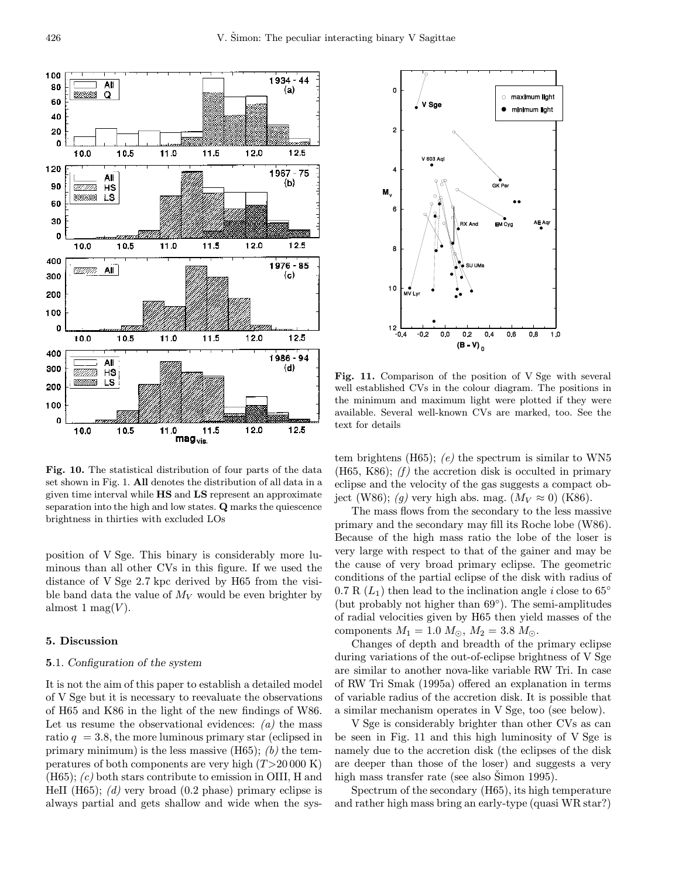100
80
60
40
20
0
All
Q
1934 - 44
(a)
10.0
10.5
11.0
11.5
12.0
12.5

120
90
60
30
0
All
HS
LS
1967 - 75
(b)
10.0
10.5
11.0
11.5
12.0
12.5

400
300
200
100
0
All
1976 - 85
(c)
10.0
10.5
11.0
11.5
12.0
12.5

400
300
200
100
0
All
HS
LS
1986 - 94
(d)
10.0
10.5
11.0
11.5
12.0
12.5
mag vis.

**Fig. 10.** The statistical distribution of four parts of the data set shown in Fig. 1. **All** denotes the distribution of all data in a given time interval while **HS** and **LS** represent an approximate separation into the high and low states. **Q** marks the quiescence brightness in thirties with excluded LOs

maximum light
minimum light
V Sge
V 603 Aql
GK Per
RX And
EM Cyg
AE Aqr
SU UMa
MV Lyr
$M_v$
0
2
4
6
8
10
12
-0.4
-0.2
0.0
0.2
0.4
0.6
0.8
1.0
$(B-V)_0$

**Fig. 11.** Comparison of the position of V Sge with several well established CVs in the colour diagram. The positions in the minimum and maximum light were plotted if they were available. Several well-known CVs are marked, too. See the text for details

position of V Sge. This binary is considerably more luminous than all other CVs in this figure. If we used the distance of V Sge 2.7 kpc derived by H65 from the visible band data the value of $M_V$ would be even brighter by almost 1 mag($V$).

## 5. Discussion

### 5.1. *Configuration of the system*

It is not the aim of this paper to establish a detailed model of V Sge but it is necessary to reevaluate the observations of H65 and K86 in the light of the new findings of W86. Let us resume the observational evidences: *(a)* the mass ratio $q = 3.8$, the more luminous primary star (eclipsed in primary minimum) is the less massive (H65); *(b)* the temperatures of both components are very high ($T$>20 000 K) (H65); *(c)* both stars contribute to emission in OIII, H and HeII (H65); *(d)* very broad (0.2 phase) primary eclipse is always partial and gets shallow and wide when the system brightens (H65); *(e)* the spectrum is similar to WN5 (H65, K86); *(f)* the accretion disk is occulted in primary eclipse and the velocity of the gas suggests a compact object (W86); *(g)* very high abs. mag. ($M_V \approx 0$) (K86).

The mass flows from the secondary to the less massive primary and the secondary may fill its Roche lobe (W86). Because of the high mass ratio the lobe of the loser is very large with respect to that of the gainer and may be the cause of very broad primary eclipse. The geometric conditions of the partial eclipse of the disk with radius of 0.7 R ($L_1$) then lead to the inclination angle $i$ close to 65° (but probably not higher than 69°). The semi-amplitudes of radial velocities given by H65 then yield masses of the components $M_1 = 1.0\ M_\odot$, $M_2 = 3.8\ M_\odot$.

Changes of depth and breadth of the primary eclipse during variations of the out-of-eclipse brightness of V Sge are similar to another nova-like variable RW Tri. In case of RW Tri Smak (1995a) offered an explanation in terms of variable radius of the accretion disk. It is possible that a similar mechanism operates in V Sge, too (see below).

V Sge is considerably brighter than other CVs as can be seen in Fig. 11 and this high luminosity of V Sge is namely due to the accretion disk (the eclipses of the disk are deeper than those of the loser) and suggests a very high mass transfer rate (see also Šimon 1995).

Spectrum of the secondary (H65), its high temperature and rather high mass bring an early-type (quasi WR star?)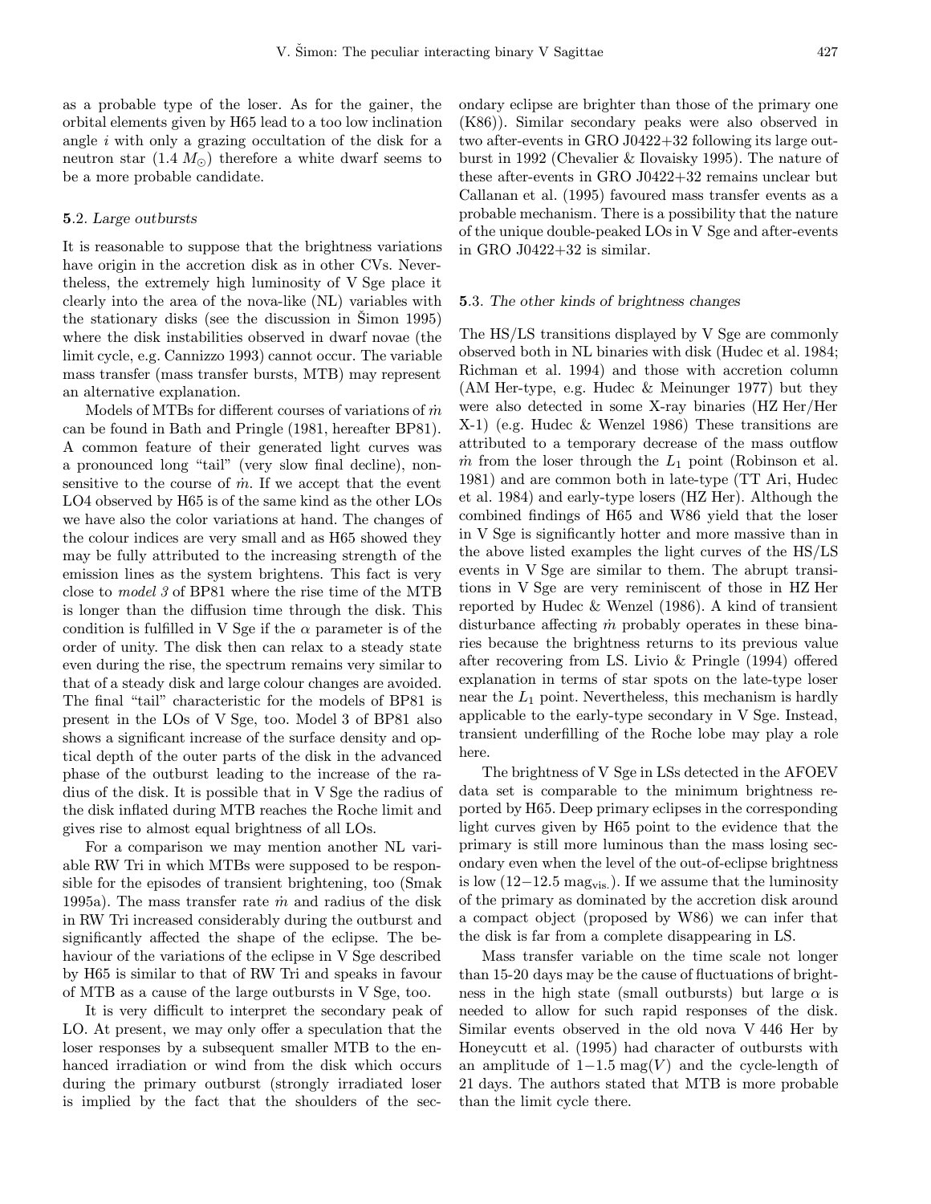as a probable type of the loser. As for the gainer, the orbital elements given by H65 lead to a too low inclination angle $i$ with only a grazing occultation of the disk for a neutron star (1.4 $M_{\odot}$) therefore a white dwarf seems to be a more probable candidate.

### 5.2. *Large outbursts*

It is reasonable to suppose that the brightness variations have origin in the accretion disk as in other CVs. Nevertheless, the extremely high luminosity of V Sge place it clearly into the area of the nova-like (NL) variables with the stationary disks (see the discussion in Šimon 1995) where the disk instabilities observed in dwarf novae (the limit cycle, e.g. Cannizzo 1993) cannot occur. The variable mass transfer (mass transfer bursts, MTB) may represent an alternative explanation.

Models of MTBs for different courses of variations of $\dot{m}$ can be found in Bath and Pringle (1981, hereafter BP81). A common feature of their generated light curves was a pronounced long "tail" (very slow final decline), nonsensitive to the course of $\dot{m}$. If we accept that the event LO4 observed by H65 is of the same kind as the other LOs we have also the color variations at hand. The changes of the colour indices are very small and as H65 showed they may be fully attributed to the increasing strength of the emission lines as the system brightens. This fact is very close to *model 3* of BP81 where the rise time of the MTB is longer than the diffusion time through the disk. This condition is fulfilled in V Sge if the $\alpha$ parameter is of the order of unity. The disk then can relax to a steady state even during the rise, the spectrum remains very similar to that of a steady disk and large colour changes are avoided. The final "tail" characteristic for the models of BP81 is present in the LOs of V Sge, too. Model 3 of BP81 also shows a significant increase of the surface density and optical depth of the outer parts of the disk in the advanced phase of the outburst leading to the increase of the radius of the disk. It is possible that in V Sge the radius of the disk inflated during MTB reaches the Roche limit and gives rise to almost equal brightness of all LOs.

For a comparison we may mention another NL variable RW Tri in which MTBs were supposed to be responsible for the episodes of transient brightening, too (Smak 1995a). The mass transfer rate $\dot{m}$ and radius of the disk in RW Tri increased considerably during the outburst and significantly affected the shape of the eclipse. The behaviour of the variations of the eclipse in V Sge described by H65 is similar to that of RW Tri and speaks in favour of MTB as a cause of the large outbursts in V Sge, too.

It is very difficult to interpret the secondary peak of LO. At present, we may only offer a speculation that the loser responses by a subsequent smaller MTB to the enhanced irradiation or wind from the disk which occurs during the primary outburst (strongly irradiated loser is implied by the fact that the shoulders of the secondary eclipse are brighter than those of the primary one (K86)). Similar secondary peaks were also observed in two after-events in GRO J0422+32 following its large outburst in 1992 (Chevalier & Ilovaisky 1995). The nature of these after-events in GRO J0422+32 remains unclear but Callanan et al. (1995) favoured mass transfer events as a probable mechanism. There is a possibility that the nature of the unique double-peaked LOs in V Sge and after-events in GRO J0422+32 is similar.

### 5.3. *The other kinds of brightness changes*

The HS/LS transitions displayed by V Sge are commonly observed both in NL binaries with disk (Hudec et al. 1984; Richman et al. 1994) and those with accretion column (AM Her-type, e.g. Hudec & Meinunger 1977) but they were also detected in some X-ray binaries (HZ Her/Her X-1) (e.g. Hudec & Wenzel 1986) These transitions are attributed to a temporary decrease of the mass outflow $\dot{m}$ from the loser through the $L_1$ point (Robinson et al. 1981) and are common both in late-type (TT Ari, Hudec et al. 1984) and early-type losers (HZ Her). Although the combined findings of H65 and W86 yield that the loser in V Sge is significantly hotter and more massive than in the above listed examples the light curves of the HS/LS events in V Sge are similar to them. The abrupt transitions in V Sge are very reminiscent of those in HZ Her reported by Hudec & Wenzel (1986). A kind of transient disturbance affecting $\dot{m}$ probably operates in these binaries because the brightness returns to its previous value after recovering from LS. Livio & Pringle (1994) offered explanation in terms of star spots on the late-type loser near the $L_1$ point. Nevertheless, this mechanism is hardly applicable to the early-type secondary in V Sge. Instead, transient underfilling of the Roche lobe may play a role here.

The brightness of V Sge in LSs detected in the AFOEV data set is comparable to the minimum brightness reported by H65. Deep primary eclipses in the corresponding light curves given by H65 point to the evidence that the primary is still more luminous than the mass losing secondary even when the level of the out-of-eclipse brightness is low (12−12.5 $\mathrm{mag_{vis.}}$). If we assume that the luminosity of the primary as dominated by the accretion disk around a compact object (proposed by W86) we can infer that the disk is far from a complete disappearing in LS.

Mass transfer variable on the time scale not longer than 15-20 days may be the cause of fluctuations of brightness in the high state (small outbursts) but large $\alpha$ is needed to allow for such rapid responses of the disk. Similar events observed in the old nova V 446 Her by Honeycutt et al. (1995) had character of outbursts with an amplitude of 1−1.5 mag($V$) and the cycle-length of 21 days. The authors stated that MTB is more probable than the limit cycle there.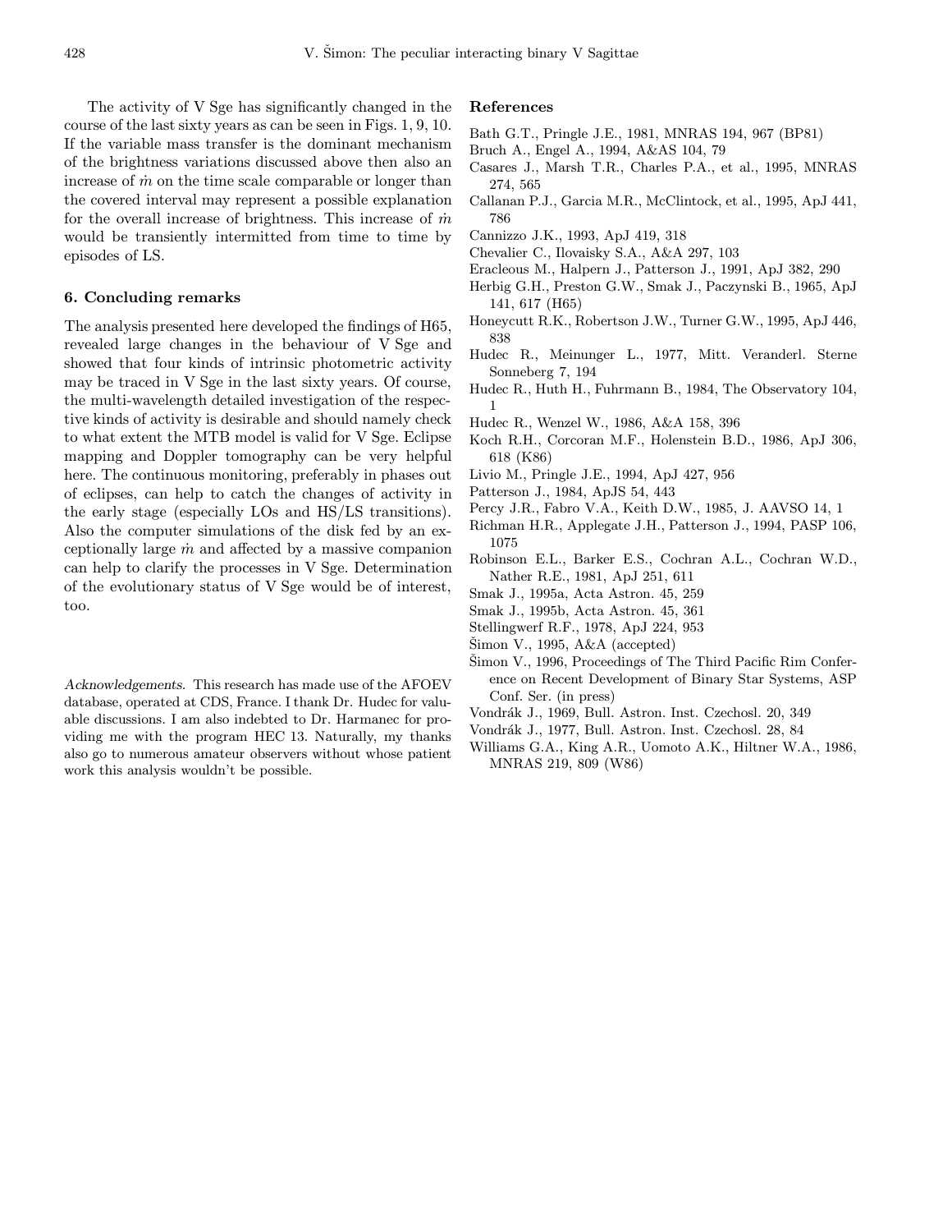The activity of V Sge has significantly changed in the course of the last sixty years as can be seen in Figs. 1, 9, 10. If the variable mass transfer is the dominant mechanism of the brightness variations discussed above then also an increase of $\dot{m}$ on the time scale comparable or longer than the covered interval may represent a possible explanation for the overall increase of brightness. This increase of $\dot{m}$ would be transiently intermitted from time to time by episodes of LS.

## 6. Concluding remarks

The analysis presented here developed the findings of H65, revealed large changes in the behaviour of V Sge and showed that four kinds of intrinsic photometric activity may be traced in V Sge in the last sixty years. Of course, the multi-wavelength detailed investigation of the respective kinds of activity is desirable and should namely check to what extent the MTB model is valid for V Sge. Eclipse mapping and Doppler tomography can be very helpful here. The continuous monitoring, preferably in phases out of eclipses, can help to catch the changes of activity in the early stage (especially LOs and HS/LS transitions). Also the computer simulations of the disk fed by an exceptionally large $\dot{m}$ and affected by a massive companion can help to clarify the processes in V Sge. Determination of the evolutionary status of V Sge would be of interest, too.

*Acknowledgements.* This research has made use of the AFOEV database, operated at CDS, France. I thank Dr. Hudec for valuable discussions. I am also indebted to Dr. Harmanec for providing me with the program HEC 13. Naturally, my thanks also go to numerous amateur observers without whose patient work this analysis wouldn't be possible.

## References

Bath G.T., Pringle J.E., 1981, MNRAS 194, 967 (BP81)
Bruch A., Engel A., 1994, A&AS 104, 79
Casares J., Marsh T.R., Charles P.A., et al., 1995, MNRAS 274, 565
Callanan P.J., Garcia M.R., McClintock, et al., 1995, ApJ 441, 786
Cannizzo J.K., 1993, ApJ 419, 318
Chevalier C., Ilovaisky S.A., A&A 297, 103
Eracleous M., Halpern J., Patterson J., 1991, ApJ 382, 290
Herbig G.H., Preston G.W., Smak J., Paczynski B., 1965, ApJ 141, 617 (H65)
Honeycutt R.K., Robertson J.W., Turner G.W., 1995, ApJ 446, 838
Hudec R., Meinunger L., 1977, Mitt. Veranderl. Sterne Sonneberg 7, 194
Hudec R., Huth H., Fuhrmann B., 1984, The Observatory 104, 1
Hudec R., Wenzel W., 1986, A&A 158, 396
Koch R.H., Corcoran M.F., Holenstein B.D., 1986, ApJ 306, 618 (K86)
Livio M., Pringle J.E., 1994, ApJ 427, 956
Patterson J., 1984, ApJS 54, 443
Percy J.R., Fabro V.A., Keith D.W., 1985, J. AAVSO 14, 1
Richman H.R., Applegate J.H., Patterson J., 1994, PASP 106, 1075
Robinson E.L., Barker E.S., Cochran A.L., Cochran W.D., Nather R.E., 1981, ApJ 251, 611
Smak J., 1995a, Acta Astron. 45, 259
Smak J., 1995b, Acta Astron. 45, 361
Stellingwerf R.F., 1978, ApJ 224, 953
Šimon V., 1995, A&A (accepted)
Šimon V., 1996, Proceedings of The Third Pacific Rim Conference on Recent Development of Binary Star Systems, ASP Conf. Ser. (in press)
Vondrák J., 1969, Bull. Astron. Inst. Czechosl. 20, 349
Vondrák J., 1977, Bull. Astron. Inst. Czechosl. 28, 84
Williams G.A., King A.R., Uomoto A.K., Hiltner W.A., 1986, MNRAS 219, 809 (W86)